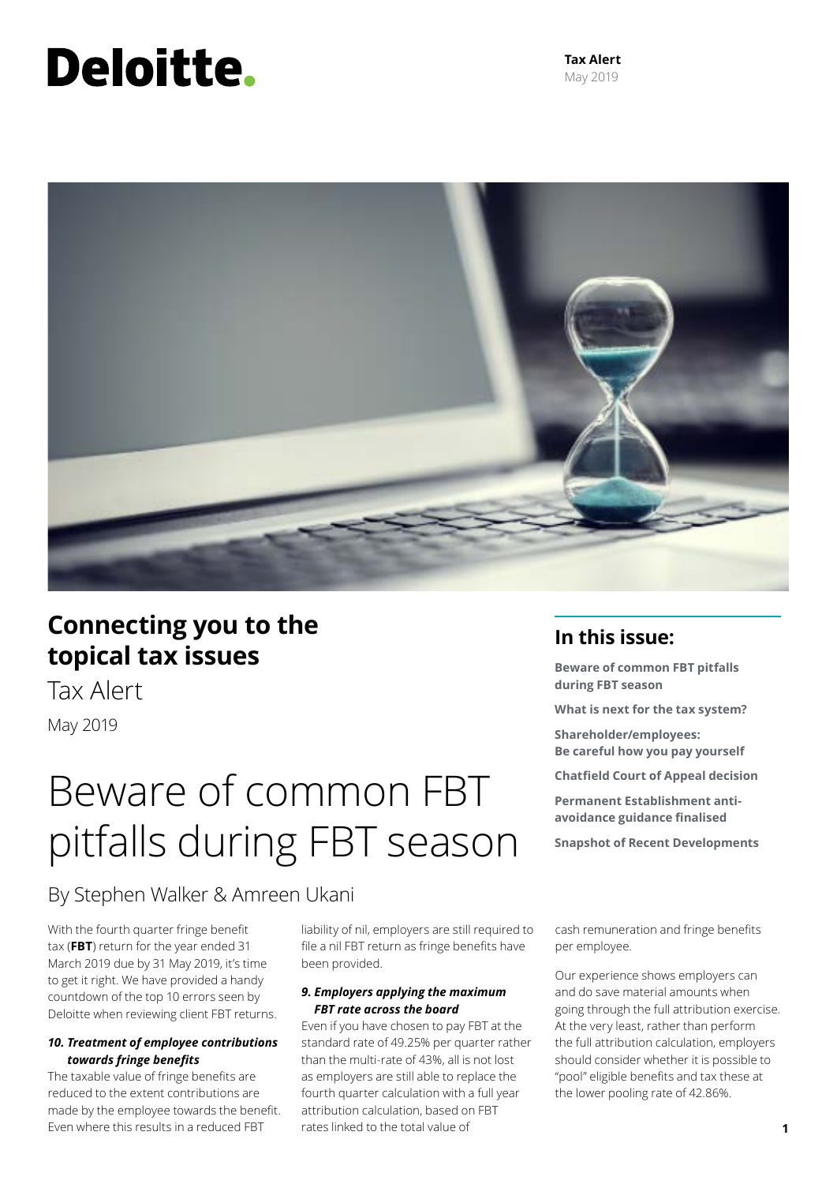# Deloitte.

**Tax Alert**
May 2019

## Connecting you to the topical tax issues

Tax Alert

May 2019

## In this issue:

**Beware of common FBT pitfalls during FBT season**

**What is next for the tax system?**

**Shareholder/employees: Be careful how you pay yourself**

**Chatfield Court of Appeal decision**

**Permanent Establishment anti-avoidance guidance finalised**

**Snapshot of Recent Developments**

# Beware of common FBT pitfalls during FBT season

By Stephen Walker & Amreen Ukani

With the fourth quarter fringe benefit tax (**FBT**) return for the year ended 31 March 2019 due by 31 May 2019, it's time to get it right. We have provided a handy countdown of the top 10 errors seen by Deloitte when reviewing client FBT returns.

***10. Treatment of employee contributions towards fringe benefits***

The taxable value of fringe benefits are reduced to the extent contributions are made by the employee towards the benefit. Even where this results in a reduced FBT liability of nil, employers are still required to file a nil FBT return as fringe benefits have been provided.

***9. Employers applying the maximum FBT rate across the board***

Even if you have chosen to pay FBT at the standard rate of 49.25% per quarter rather than the multi-rate of 43%, all is not lost as employers are still able to replace the fourth quarter calculation with a full year attribution calculation, based on FBT rates linked to the total value of cash remuneration and fringe benefits per employee.

Our experience shows employers can and do save material amounts when going through the full attribution exercise. At the very least, rather than perform the full attribution calculation, employers should consider whether it is possible to "pool" eligible benefits and tax these at the lower pooling rate of 42.86%.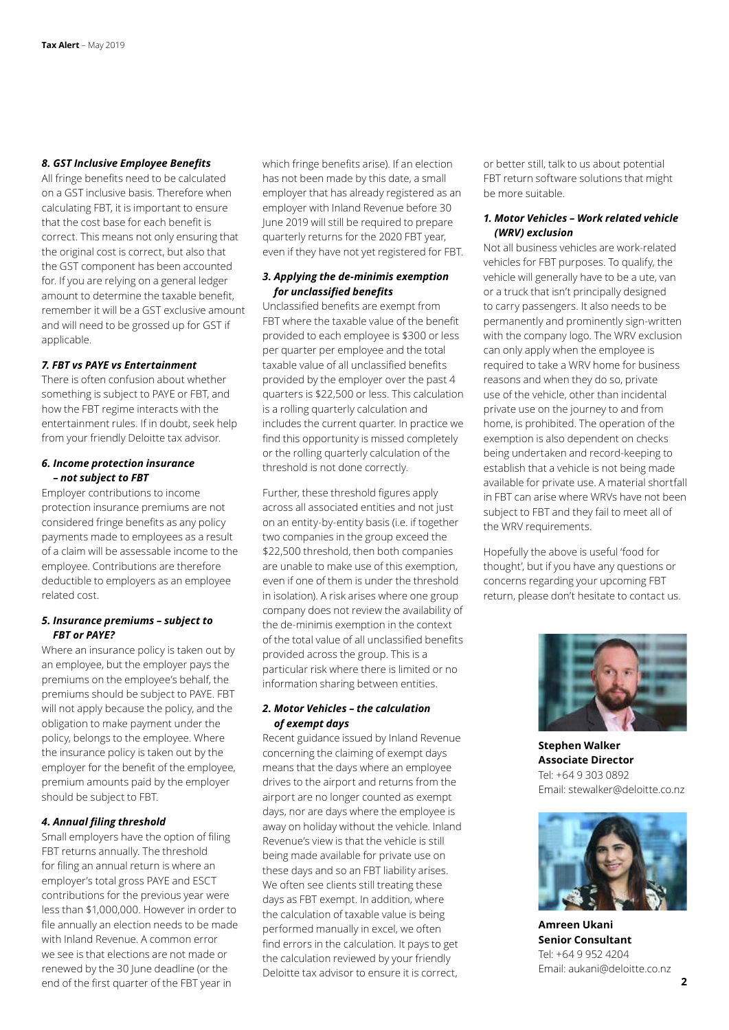### *8. GST Inclusive Employee Benefits*

All fringe benefits need to be calculated on a GST inclusive basis. Therefore when calculating FBT, it is important to ensure that the cost base for each benefit is correct. This means not only ensuring that the original cost is correct, but also that the GST component has been accounted for. If you are relying on a general ledger amount to determine the taxable benefit, remember it will be a GST exclusive amount and will need to be grossed up for GST if applicable.

### *7. FBT vs PAYE vs Entertainment*

There is often confusion about whether something is subject to PAYE or FBT, and how the FBT regime interacts with the entertainment rules. If in doubt, seek help from your friendly Deloitte tax advisor.

### *6. Income protection insurance – not subject to FBT*

Employer contributions to income protection insurance premiums are not considered fringe benefits as any policy payments made to employees as a result of a claim will be assessable income to the employee. Contributions are therefore deductible to employers as an employee related cost.

### *5. Insurance premiums – subject to FBT or PAYE?*

Where an insurance policy is taken out by an employee, but the employer pays the premiums on the employee's behalf, the premiums should be subject to PAYE. FBT will not apply because the policy, and the obligation to make payment under the policy, belongs to the employee. Where the insurance policy is taken out by the employer for the benefit of the employee, premium amounts paid by the employer should be subject to FBT.

### *4. Annual filing threshold*

Small employers have the option of filing FBT returns annually. The threshold for filing an annual return is where an employer's total gross PAYE and ESCT contributions for the previous year were less than $1,000,000. However in order to file annually an election needs to be made with Inland Revenue. A common error we see is that elections are not made or renewed by the 30 June deadline (or the end of the first quarter of the FBT year in which fringe benefits arise). If an election has not been made by this date, a small employer that has already registered as an employer with Inland Revenue before 30 June 2019 will still be required to prepare quarterly returns for the 2020 FBT year, even if they have not yet registered for FBT.

### *3. Applying the de-minimis exemption for unclassified benefits*

Unclassified benefits are exempt from FBT where the taxable value of the benefit provided to each employee is $300 or less per quarter per employee and the total taxable value of all unclassified benefits provided by the employer over the past 4 quarters is $22,500 or less. This calculation is a rolling quarterly calculation and includes the current quarter. In practice we find this opportunity is missed completely or the rolling quarterly calculation of the threshold is not done correctly.

Further, these threshold figures apply across all associated entities and not just on an entity-by-entity basis (i.e. if together two companies in the group exceed the $22,500 threshold, then both companies are unable to make use of this exemption, even if one of them is under the threshold in isolation). A risk arises where one group company does not review the availability of the de-minimis exemption in the context of the total value of all unclassified benefits provided across the group. This is a particular risk where there is limited or no information sharing between entities.

### *2. Motor Vehicles – the calculation of exempt days*

Recent guidance issued by Inland Revenue concerning the claiming of exempt days means that the days where an employee drives to the airport and returns from the airport are no longer counted as exempt days, nor are days where the employee is away on holiday without the vehicle. Inland Revenue's view is that the vehicle is still being made available for private use on these days and so an FBT liability arises. We often see clients still treating these days as FBT exempt. In addition, where the calculation of taxable value is being performed manually in excel, we often find errors in the calculation. It pays to get the calculation reviewed by your friendly Deloitte tax advisor to ensure it is correct, or better still, talk to us about potential FBT return software solutions that might be more suitable.

### *1. Motor Vehicles – Work related vehicle (WRV) exclusion*

Not all business vehicles are work-related vehicles for FBT purposes. To qualify, the vehicle will generally have to be a ute, van or a truck that isn't principally designed to carry passengers. It also needs to be permanently and prominently sign-written with the company logo. The WRV exclusion can only apply when the employee is required to take a WRV home for business reasons and when they do so, private use of the vehicle, other than incidental private use on the journey to and from home, is prohibited. The operation of the exemption is also dependent on checks being undertaken and record-keeping to establish that a vehicle is not being made available for private use. A material shortfall in FBT can arise where WRVs have not been subject to FBT and they fail to meet all of the WRV requirements.

Hopefully the above is useful 'food for thought', but if you have any questions or concerns regarding your upcoming FBT return, please don't hesitate to contact us.

**Stephen Walker**
**Associate Director**
Tel: +64 9 303 0892
Email: stewalker@deloitte.co.nz

**Amreen Ukani**
**Senior Consultant**
Tel: +64 9 952 4204
Email: aukani@deloitte.co.nz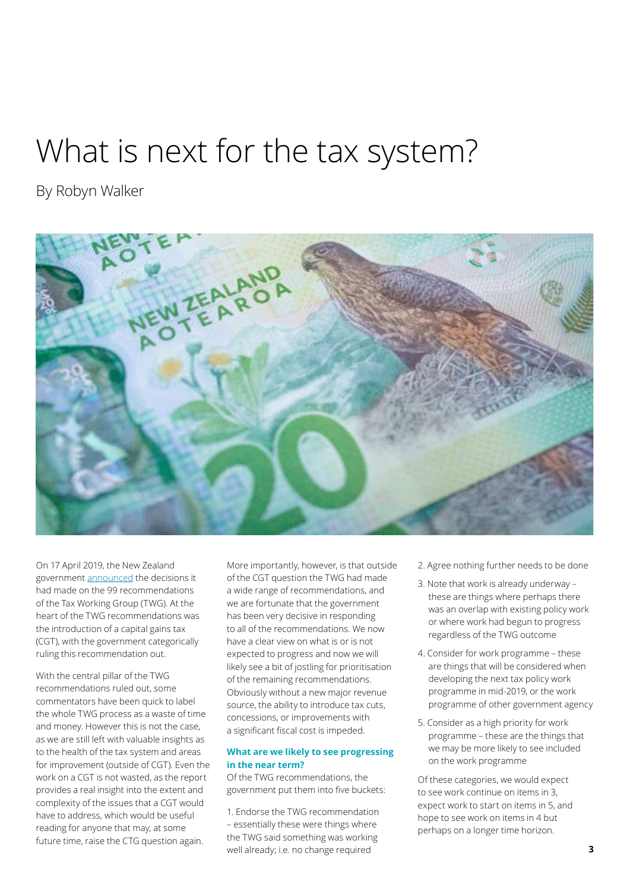# What is next for the tax system?

By Robyn Walker

On 17 April 2019, the New Zealand government announced the decisions it had made on the 99 recommendations of the Tax Working Group (TWG). At the heart of the TWG recommendations was the introduction of a capital gains tax (CGT), with the government categorically ruling this recommendation out.

With the central pillar of the TWG recommendations ruled out, some commentators have been quick to label the whole TWG process as a waste of time and money. However this is not the case, as we are still left with valuable insights as to the health of the tax system and areas for improvement (outside of CGT). Even the work on a CGT is not wasted, as the report provides a real insight into the extent and complexity of the issues that a CGT would have to address, which would be useful reading for anyone that may, at some future time, raise the CTG question again.

More importantly, however, is that outside of the CGT question the TWG had made a wide range of recommendations, and we are fortunate that the government has been very decisive in responding to all of the recommendations. We now have a clear view on what is or is not expected to progress and now we will likely see a bit of jostling for prioritisation of the remaining recommendations. Obviously without a new major revenue source, the ability to introduce tax cuts, concessions, or improvements with a significant fiscal cost is impeded.

### What are we likely to see progressing in the near term?

Of the TWG recommendations, the government put them into five buckets:

1. Endorse the TWG recommendation – essentially these were things where the TWG said something was working well already; i.e. no change required
2. Agree nothing further needs to be done
3. Note that work is already underway – these are things where perhaps there was an overlap with existing policy work or where work had begun to progress regardless of the TWG outcome
4. Consider for work programme – these are things that will be considered when developing the next tax policy work programme in mid-2019, or the work programme of other government agency
5. Consider as a high priority for work programme – these are the things that we may be more likely to see included on the work programme

Of these categories, we would expect to see work continue on items in 3, expect work to start on items in 5, and hope to see work on items in 4 but perhaps on a longer time horizon.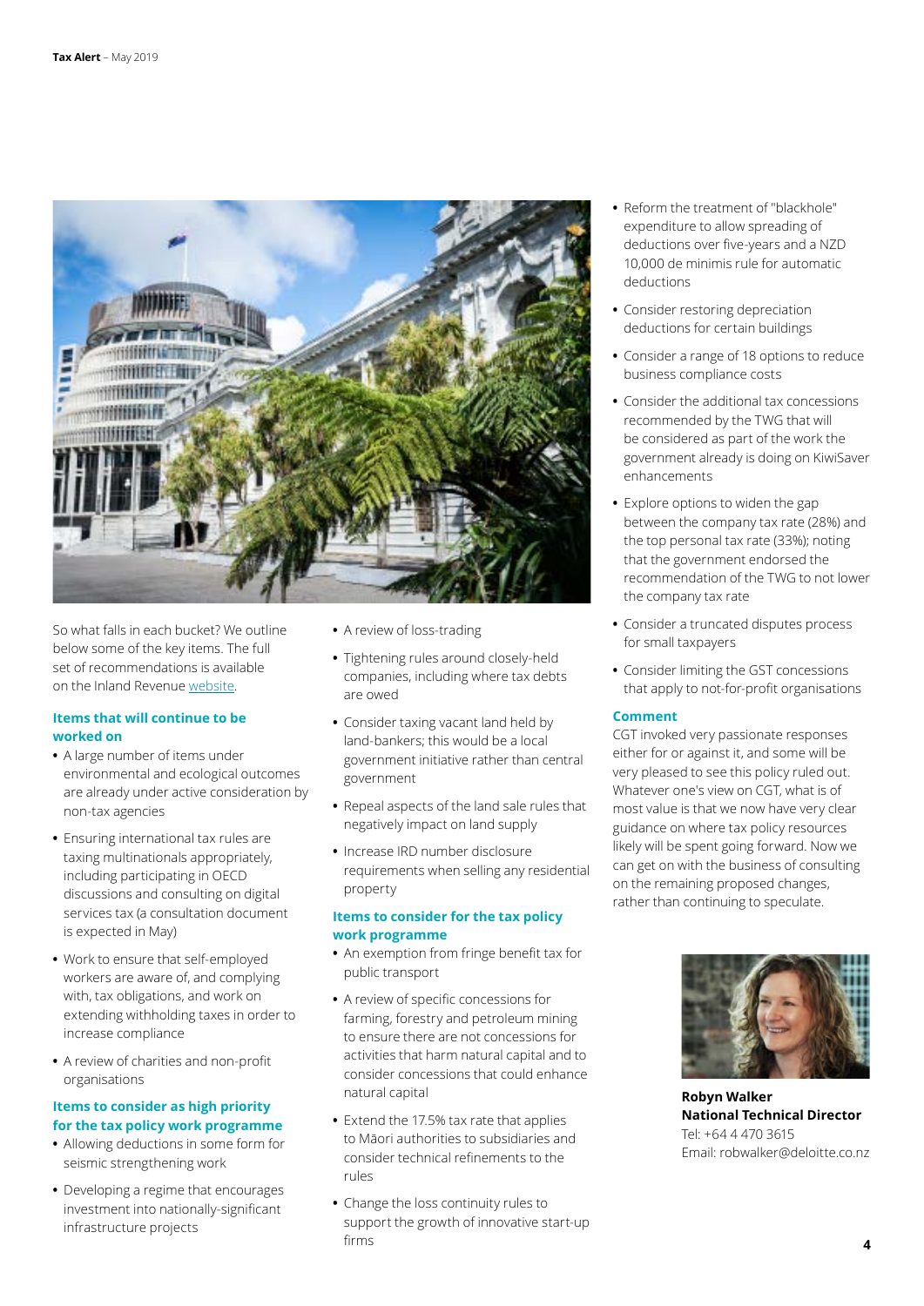So what falls in each bucket? We outline below some of the key items. The full set of recommendations is available on the Inland Revenue website.

### Items that will continue to be worked on

- A large number of items under environmental and ecological outcomes are already under active consideration by non-tax agencies
- Ensuring international tax rules are taxing multinationals appropriately, including participating in OECD discussions and consulting on digital services tax (a consultation document is expected in May)
- Work to ensure that self-employed workers are aware of, and complying with, tax obligations, and work on extending withholding taxes in order to increase compliance
- A review of charities and non-profit organisations

### Items to consider as high priority for the tax policy work programme

- Allowing deductions in some form for seismic strengthening work
- Developing a regime that encourages investment into nationally-significant infrastructure projects
- A review of loss-trading
- Tightening rules around closely-held companies, including where tax debts are owed
- Consider taxing vacant land held by land-bankers; this would be a local government initiative rather than central government
- Repeal aspects of the land sale rules that negatively impact on land supply
- Increase IRD number disclosure requirements when selling any residential property

### Items to consider for the tax policy work programme

- An exemption from fringe benefit tax for public transport
- A review of specific concessions for farming, forestry and petroleum mining to ensure there are not concessions for activities that harm natural capital and to consider concessions that could enhance natural capital
- Extend the 17.5% tax rate that applies to Māori authorities to subsidiaries and consider technical refinements to the rules
- Change the loss continuity rules to support the growth of innovative start-up firms
- Reform the treatment of "blackhole" expenditure to allow spreading of deductions over five-years and a NZD 10,000 de minimis rule for automatic deductions
- Consider restoring depreciation deductions for certain buildings
- Consider a range of 18 options to reduce business compliance costs
- Consider the additional tax concessions recommended by the TWG that will be considered as part of the work the government already is doing on KiwiSaver enhancements
- Explore options to widen the gap between the company tax rate (28%) and the top personal tax rate (33%); noting that the government endorsed the recommendation of the TWG to not lower the company tax rate
- Consider a truncated disputes process for small taxpayers
- Consider limiting the GST concessions that apply to not-for-profit organisations

### Comment

CGT invoked very passionate responses either for or against it, and some will be very pleased to see this policy ruled out. Whatever one's view on CGT, what is of most value is that we now have very clear guidance on where tax policy resources likely will be spent going forward. Now we can get on with the business of consulting on the remaining proposed changes, rather than continuing to speculate.

**Robyn Walker**
**National Technical Director**
Tel: +64 4 470 3615
Email: robwalker@deloitte.co.nz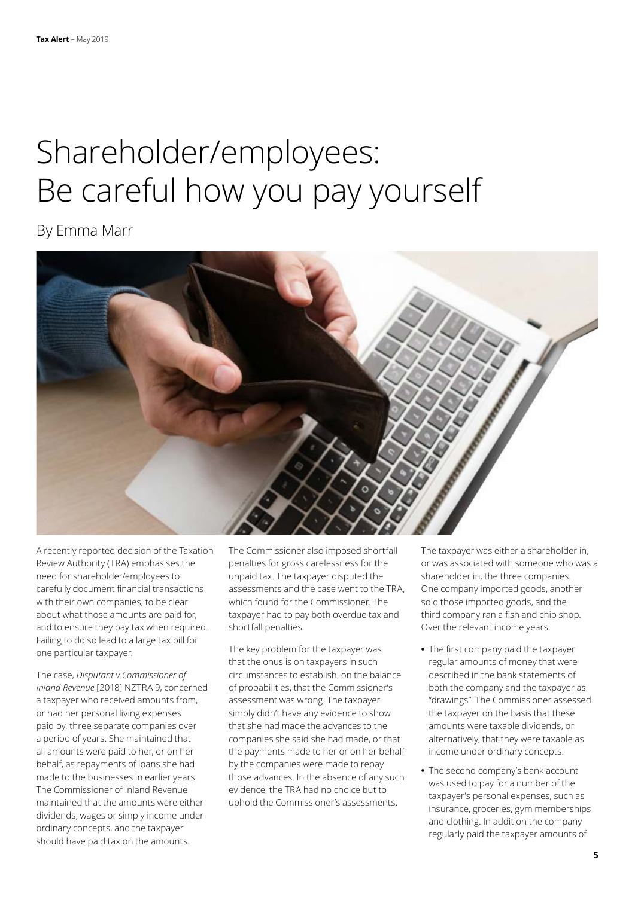# Shareholder/employees: Be careful how you pay yourself

By Emma Marr

A recently reported decision of the Taxation Review Authority (TRA) emphasises the need for shareholder/employees to carefully document financial transactions with their own companies, to be clear about what those amounts are paid for, and to ensure they pay tax when required. Failing to do so lead to a large tax bill for one particular taxpayer.

The case, *Disputant v Commissioner of Inland Revenue* [2018] NZTRA 9, concerned a taxpayer who received amounts from, or had her personal living expenses paid by, three separate companies over a period of years. She maintained that all amounts were paid to her, or on her behalf, as repayments of loans she had made to the businesses in earlier years. The Commissioner of Inland Revenue maintained that the amounts were either dividends, wages or simply income under ordinary concepts, and the taxpayer should have paid tax on the amounts.

The Commissioner also imposed shortfall penalties for gross carelessness for the unpaid tax. The taxpayer disputed the assessments and the case went to the TRA, which found for the Commissioner. The taxpayer had to pay both overdue tax and shortfall penalties.

The key problem for the taxpayer was that the onus is on taxpayers in such circumstances to establish, on the balance of probabilities, that the Commissioner's assessment was wrong. The taxpayer simply didn't have any evidence to show that she had made the advances to the companies she said she had made, or that the payments made to her or on her behalf by the companies were made to repay those advances. In the absence of any such evidence, the TRA had no choice but to uphold the Commissioner's assessments.

The taxpayer was either a shareholder in, or was associated with someone who was a shareholder in, the three companies. One company imported goods, another sold those imported goods, and the third company ran a fish and chip shop. Over the relevant income years:

- The first company paid the taxpayer regular amounts of money that were described in the bank statements of both the company and the taxpayer as "drawings". The Commissioner assessed the taxpayer on the basis that these amounts were taxable dividends, or alternatively, that they were taxable as income under ordinary concepts.
- The second company's bank account was used to pay for a number of the taxpayer's personal expenses, such as insurance, groceries, gym memberships and clothing. In addition the company regularly paid the taxpayer amounts of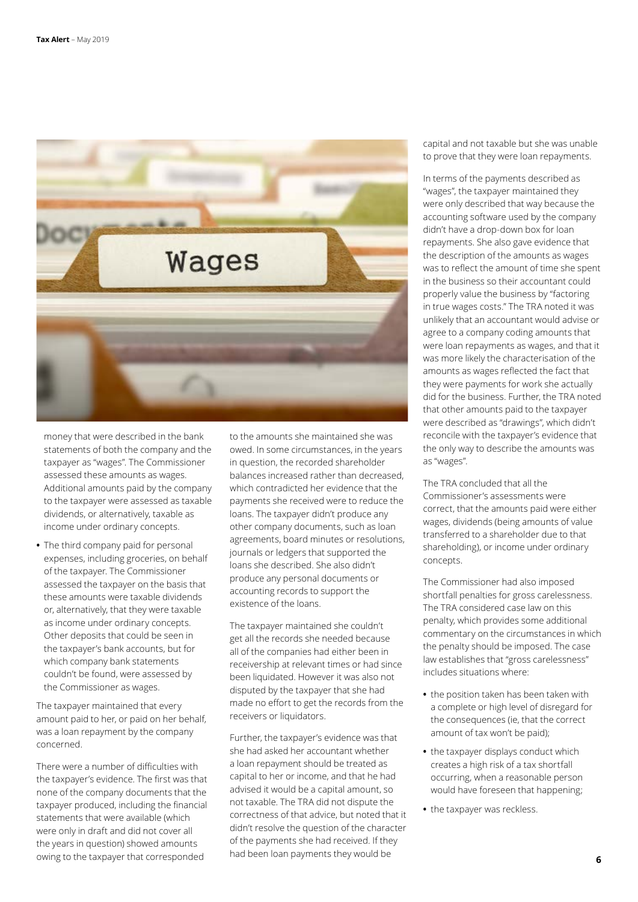money that were described in the bank statements of both the company and the taxpayer as "wages". The Commissioner assessed these amounts as wages. Additional amounts paid by the company to the taxpayer were assessed as taxable dividends, or alternatively, taxable as income under ordinary concepts.

- The third company paid for personal expenses, including groceries, on behalf of the taxpayer. The Commissioner assessed the taxpayer on the basis that these amounts were taxable dividends or, alternatively, that they were taxable as income under ordinary concepts. Other deposits that could be seen in the taxpayer's bank accounts, but for which company bank statements couldn't be found, were assessed by the Commissioner as wages.

The taxpayer maintained that every amount paid to her, or paid on her behalf, was a loan repayment by the company concerned.

There were a number of difficulties with the taxpayer's evidence. The first was that none of the company documents that the taxpayer produced, including the financial statements that were available (which were only in draft and did not cover all the years in question) showed amounts owing to the taxpayer that corresponded to the amounts she maintained she was owed. In some circumstances, in the years in question, the recorded shareholder balances increased rather than decreased, which contradicted her evidence that the payments she received were to reduce the loans. The taxpayer didn't produce any other company documents, such as loan agreements, board minutes or resolutions, journals or ledgers that supported the loans she described. She also didn't produce any personal documents or accounting records to support the existence of the loans.

The taxpayer maintained she couldn't get all the records she needed because all of the companies had either been in receivership at relevant times or had since been liquidated. However it was also not disputed by the taxpayer that she had made no effort to get the records from the receivers or liquidators.

Further, the taxpayer's evidence was that she had asked her accountant whether a loan repayment should be treated as capital to her or income, and that he had advised it would be a capital amount, so not taxable. The TRA did not dispute the correctness of that advice, but noted that it didn't resolve the question of the character of the payments she had received. If they had been loan payments they would be capital and not taxable but she was unable to prove that they were loan repayments.

In terms of the payments described as "wages", the taxpayer maintained they were only described that way because the accounting software used by the company didn't have a drop-down box for loan repayments. She also gave evidence that the description of the amounts as wages was to reflect the amount of time she spent in the business so their accountant could properly value the business by "factoring in true wages costs." The TRA noted it was unlikely that an accountant would advise or agree to a company coding amounts that were loan repayments as wages, and that it was more likely the characterisation of the amounts as wages reflected the fact that they were payments for work she actually did for the business. Further, the TRA noted that other amounts paid to the taxpayer were described as "drawings", which didn't reconcile with the taxpayer's evidence that the only way to describe the amounts was as "wages".

The TRA concluded that all the Commissioner's assessments were correct, that the amounts paid were either wages, dividends (being amounts of value transferred to a shareholder due to that shareholding), or income under ordinary concepts.

The Commissioner had also imposed shortfall penalties for gross carelessness. The TRA considered case law on this penalty, which provides some additional commentary on the circumstances in which the penalty should be imposed. The case law establishes that "gross carelessness" includes situations where:

- the position taken has been taken with a complete or high level of disregard for the consequences (ie, that the correct amount of tax won't be paid);
- the taxpayer displays conduct which creates a high risk of a tax shortfall occurring, when a reasonable person would have foreseen that happening;
- the taxpayer was reckless.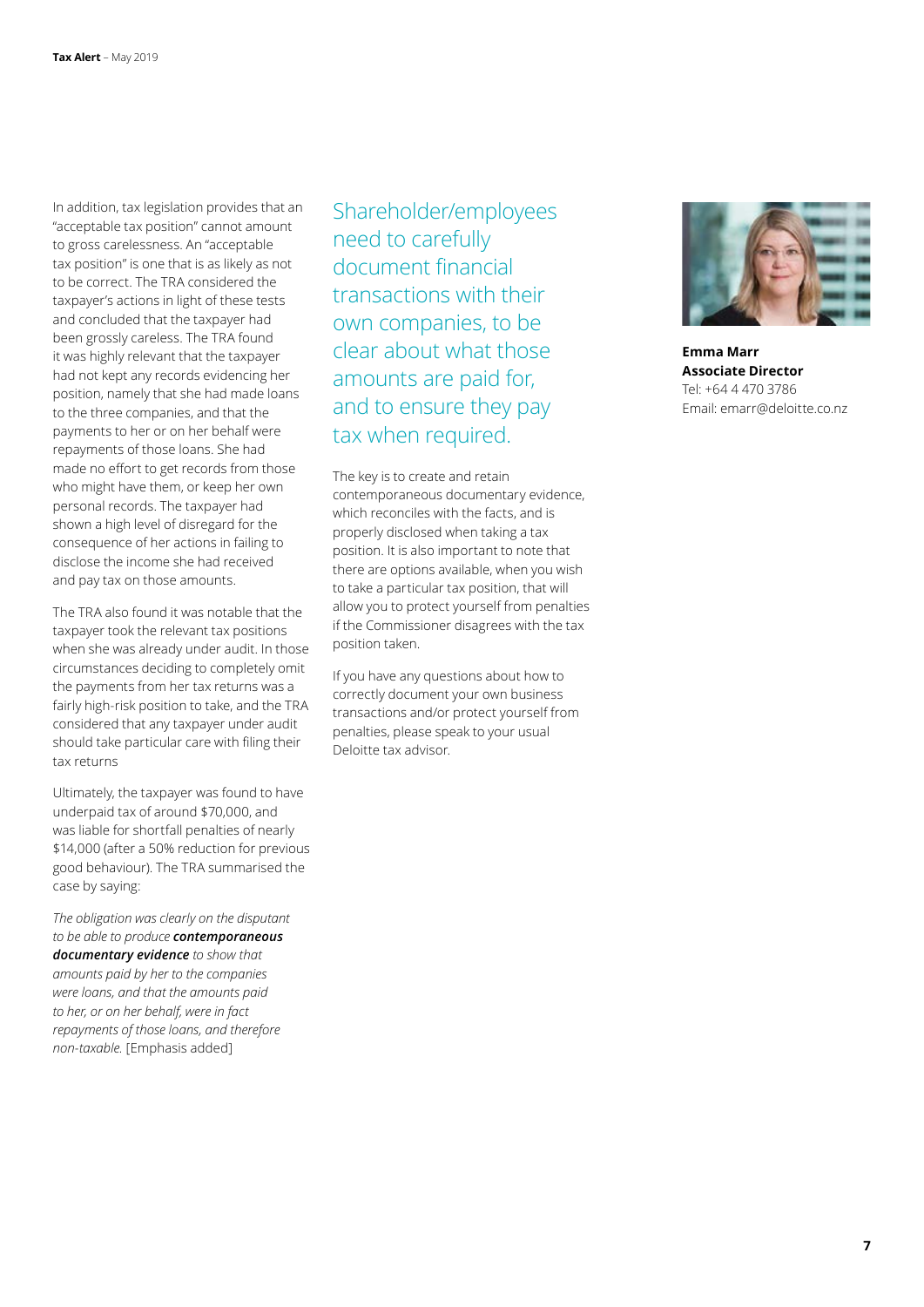In addition, tax legislation provides that an "acceptable tax position" cannot amount to gross carelessness. An "acceptable tax position" is one that is as likely as not to be correct. The TRA considered the taxpayer's actions in light of these tests and concluded that the taxpayer had been grossly careless. The TRA found it was highly relevant that the taxpayer had not kept any records evidencing her position, namely that she had made loans to the three companies, and that the payments to her or on her behalf were repayments of those loans. She had made no effort to get records from those who might have them, or keep her own personal records. The taxpayer had shown a high level of disregard for the consequence of her actions in failing to disclose the income she had received and pay tax on those amounts.

The TRA also found it was notable that the taxpayer took the relevant tax positions when she was already under audit. In those circumstances deciding to completely omit the payments from her tax returns was a fairly high-risk position to take, and the TRA considered that any taxpayer under audit should take particular care with filing their tax returns

Ultimately, the taxpayer was found to have underpaid tax of around $70,000, and was liable for shortfall penalties of nearly $14,000 (after a 50% reduction for previous good behaviour). The TRA summarised the case by saying:

*The obligation was clearly on the disputant to be able to produce* ***contemporaneous documentary evidence*** *to show that amounts paid by her to the companies were loans, and that the amounts paid to her, or on her behalf, were in fact repayments of those loans, and therefore non-taxable.* [Emphasis added]

Shareholder/employees need to carefully document financial transactions with their own companies, to be clear about what those amounts are paid for, and to ensure they pay tax when required.

The key is to create and retain contemporaneous documentary evidence, which reconciles with the facts, and is properly disclosed when taking a tax position. It is also important to note that there are options available, when you wish to take a particular tax position, that will allow you to protect yourself from penalties if the Commissioner disagrees with the tax position taken.

If you have any questions about how to correctly document your own business transactions and/or protect yourself from penalties, please speak to your usual Deloitte tax advisor.

**Emma Marr**
**Associate Director**
Tel: +64 4 470 3786
Email: emarr@deloitte.co.nz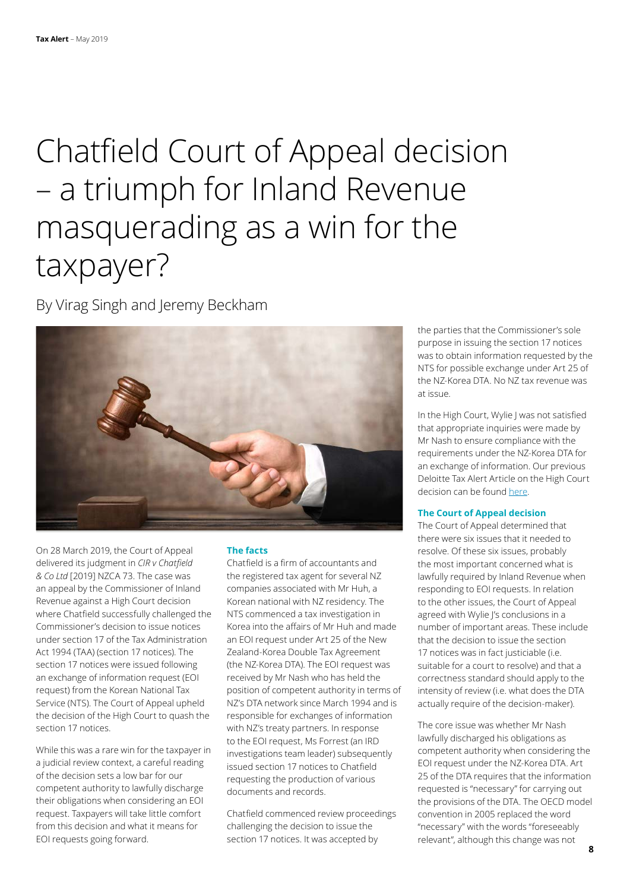# Chatfield Court of Appeal decision – a triumph for Inland Revenue masquerading as a win for the taxpayer?

By Virag Singh and Jeremy Beckham

On 28 March 2019, the Court of Appeal delivered its judgment in *CIR v Chatfield & Co Ltd* [2019] NZCA 73. The case was an appeal by the Commissioner of Inland Revenue against a High Court decision where Chatfield successfully challenged the Commissioner's decision to issue notices under section 17 of the Tax Administration Act 1994 (TAA) (section 17 notices). The section 17 notices were issued following an exchange of information request (EOI request) from the Korean National Tax Service (NTS). The Court of Appeal upheld the decision of the High Court to quash the section 17 notices.

While this was a rare win for the taxpayer in a judicial review context, a careful reading of the decision sets a low bar for our competent authority to lawfully discharge their obligations when considering an EOI request. Taxpayers will take little comfort from this decision and what it means for EOI requests going forward.

### The facts

Chatfield is a firm of accountants and the registered tax agent for several NZ companies associated with Mr Huh, a Korean national with NZ residency. The NTS commenced a tax investigation in Korea into the affairs of Mr Huh and made an EOI request under Art 25 of the New Zealand-Korea Double Tax Agreement (the NZ-Korea DTA). The EOI request was received by Mr Nash who has held the position of competent authority in terms of NZ's DTA network since March 1994 and is responsible for exchanges of information with NZ's treaty partners. In response to the EOI request, Ms Forrest (an IRD investigations team leader) subsequently issued section 17 notices to Chatfield requesting the production of various documents and records.

Chatfield commenced review proceedings challenging the decision to issue the section 17 notices. It was accepted by the parties that the Commissioner's sole purpose in issuing the section 17 notices was to obtain information requested by the NTS for possible exchange under Art 25 of the NZ-Korea DTA. No NZ tax revenue was at issue.

In the High Court, Wylie J was not satisfied that appropriate inquiries were made by Mr Nash to ensure compliance with the requirements under the NZ-Korea DTA for an exchange of information. Our previous Deloitte Tax Alert Article on the High Court decision can be found here.

### The Court of Appeal decision

The Court of Appeal determined that there were six issues that it needed to resolve. Of these six issues, probably the most important concerned what is lawfully required by Inland Revenue when responding to EOI requests. In relation to the other issues, the Court of Appeal agreed with Wylie J's conclusions in a number of important areas. These include that the decision to issue the section 17 notices was in fact justiciable (i.e. suitable for a court to resolve) and that a correctness standard should apply to the intensity of review (i.e. what does the DTA actually require of the decision-maker).

The core issue was whether Mr Nash lawfully discharged his obligations as competent authority when considering the EOI request under the NZ-Korea DTA. Art 25 of the DTA requires that the information requested is "necessary" for carrying out the provisions of the DTA. The OECD model convention in 2005 replaced the word "necessary" with the words "foreseeably relevant", although this change was not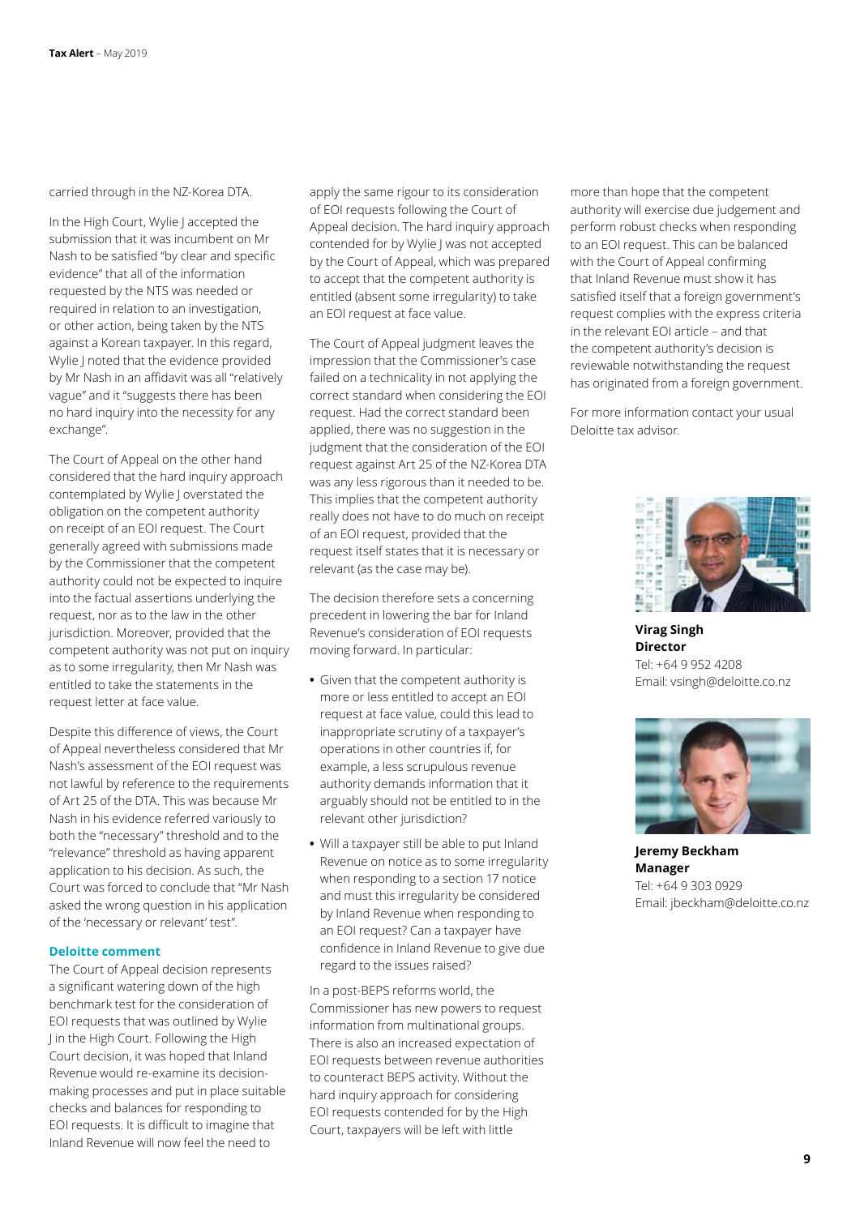carried through in the NZ-Korea DTA.

In the High Court, Wylie J accepted the submission that it was incumbent on Mr Nash to be satisfied "by clear and specific evidence" that all of the information requested by the NTS was needed or required in relation to an investigation, or other action, being taken by the NTS against a Korean taxpayer. In this regard, Wylie J noted that the evidence provided by Mr Nash in an affidavit was all "relatively vague" and it "suggests there has been no hard inquiry into the necessity for any exchange".

The Court of Appeal on the other hand considered that the hard inquiry approach contemplated by Wylie J overstated the obligation on the competent authority on receipt of an EOI request. The Court generally agreed with submissions made by the Commissioner that the competent authority could not be expected to inquire into the factual assertions underlying the request, nor as to the law in the other jurisdiction. Moreover, provided that the competent authority was not put on inquiry as to some irregularity, then Mr Nash was entitled to take the statements in the request letter at face value.

Despite this difference of views, the Court of Appeal nevertheless considered that Mr Nash's assessment of the EOI request was not lawful by reference to the requirements of Art 25 of the DTA. This was because Mr Nash in his evidence referred variously to both the "necessary" threshold and to the "relevance" threshold as having apparent application to his decision. As such, the Court was forced to conclude that "Mr Nash asked the wrong question in his application of the 'necessary or relevant' test".

#### Deloitte comment

The Court of Appeal decision represents a significant watering down of the high benchmark test for the consideration of EOI requests that was outlined by Wylie J in the High Court. Following the High Court decision, it was hoped that Inland Revenue would re-examine its decision-making processes and put in place suitable checks and balances for responding to EOI requests. It is difficult to imagine that Inland Revenue will now feel the need to apply the same rigour to its consideration of EOI requests following the Court of Appeal decision. The hard inquiry approach contended for by Wylie J was not accepted by the Court of Appeal, which was prepared to accept that the competent authority is entitled (absent some irregularity) to take an EOI request at face value.

The Court of Appeal judgment leaves the impression that the Commissioner's case failed on a technicality in not applying the correct standard when considering the EOI request. Had the correct standard been applied, there was no suggestion in the judgment that the consideration of the EOI request against Art 25 of the NZ-Korea DTA was any less rigorous than it needed to be. This implies that the competent authority really does not have to do much on receipt of an EOI request, provided that the request itself states that it is necessary or relevant (as the case may be).

The decision therefore sets a concerning precedent in lowering the bar for Inland Revenue's consideration of EOI requests moving forward. In particular:

- Given that the competent authority is more or less entitled to accept an EOI request at face value, could this lead to inappropriate scrutiny of a taxpayer's operations in other countries if, for example, a less scrupulous revenue authority demands information that it arguably should not be entitled to in the relevant other jurisdiction?
- Will a taxpayer still be able to put Inland Revenue on notice as to some irregularity when responding to a section 17 notice and must this irregularity be considered by Inland Revenue when responding to an EOI request? Can a taxpayer have confidence in Inland Revenue to give due regard to the issues raised?

In a post-BEPS reforms world, the Commissioner has new powers to request information from multinational groups. There is also an increased expectation of EOI requests between revenue authorities to counteract BEPS activity. Without the hard inquiry approach for considering EOI requests contended for by the High Court, taxpayers will be left with little more than hope that the competent authority will exercise due judgement and perform robust checks when responding to an EOI request. This can be balanced with the Court of Appeal confirming that Inland Revenue must show it has satisfied itself that a foreign government's request complies with the express criteria in the relevant EOI article – and that the competent authority's decision is reviewable notwithstanding the request has originated from a foreign government.

For more information contact your usual Deloitte tax advisor.

**Virag Singh**
**Director**
Tel: +64 9 952 4208
Email: vsingh@deloitte.co.nz

**Jeremy Beckham**
**Manager**
Tel: +64 9 303 0929
Email: jbeckham@deloitte.co.nz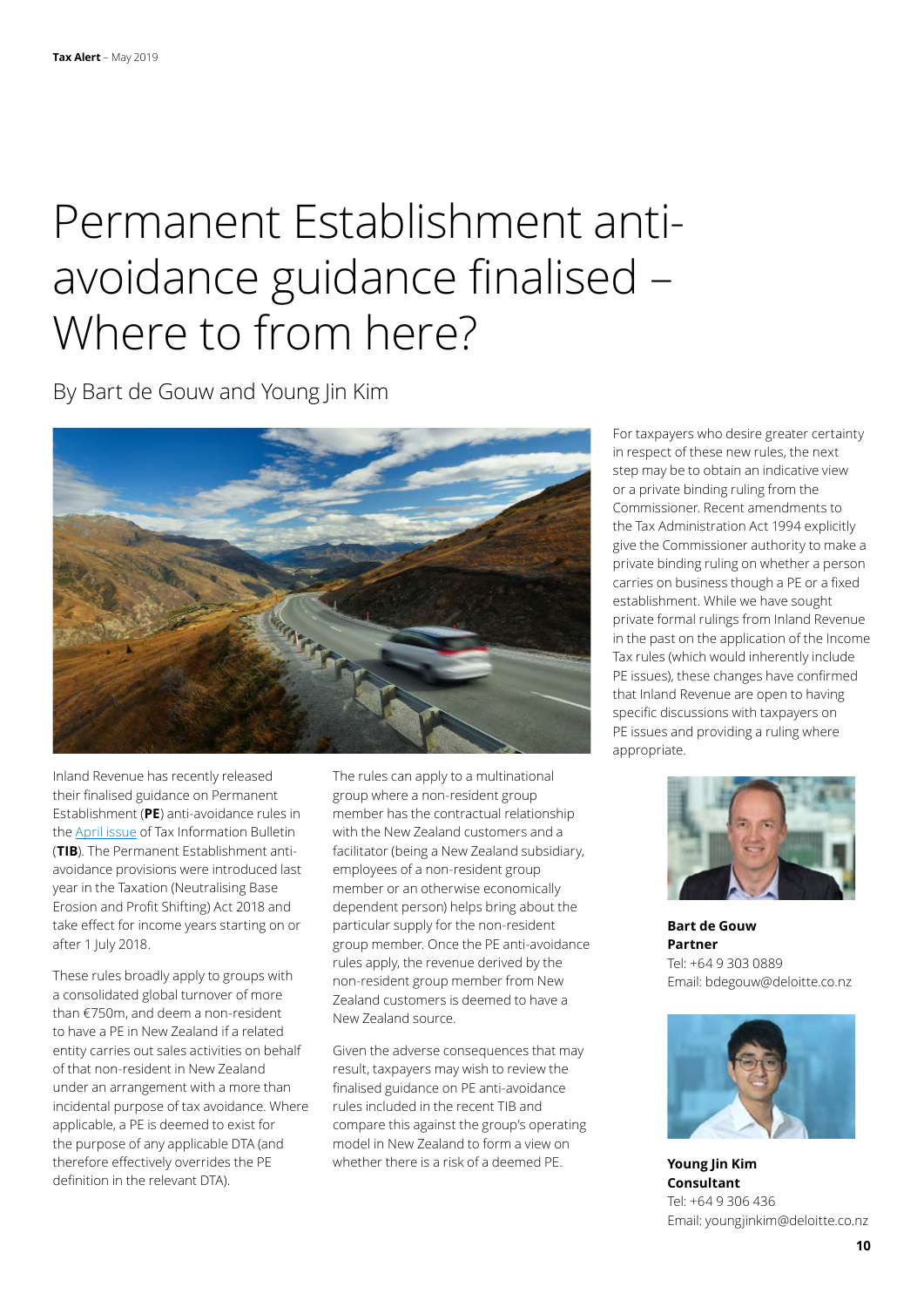# Permanent Establishment anti-avoidance guidance finalised – Where to from here?

By Bart de Gouw and Young Jin Kim

Inland Revenue has recently released their finalised guidance on Permanent Establishment (**PE**) anti-avoidance rules in the April issue of Tax Information Bulletin (**TIB**). The Permanent Establishment anti-avoidance provisions were introduced last year in the Taxation (Neutralising Base Erosion and Profit Shifting) Act 2018 and take effect for income years starting on or after 1 July 2018.

These rules broadly apply to groups with a consolidated global turnover of more than €750m, and deem a non-resident to have a PE in New Zealand if a related entity carries out sales activities on behalf of that non-resident in New Zealand under an arrangement with a more than incidental purpose of tax avoidance. Where applicable, a PE is deemed to exist for the purpose of any applicable DTA (and therefore effectively overrides the PE definition in the relevant DTA).

The rules can apply to a multinational group where a non-resident group member has the contractual relationship with the New Zealand customers and a facilitator (being a New Zealand subsidiary, employees of a non-resident group member or an otherwise economically dependent person) helps bring about the particular supply for the non-resident group member. Once the PE anti-avoidance rules apply, the revenue derived by the non-resident group member from New Zealand customers is deemed to have a New Zealand source.

Given the adverse consequences that may result, taxpayers may wish to review the finalised guidance on PE anti-avoidance rules included in the recent TIB and compare this against the group's operating model in New Zealand to form a view on whether there is a risk of a deemed PE.

For taxpayers who desire greater certainty in respect of these new rules, the next step may be to obtain an indicative view or a private binding ruling from the Commissioner. Recent amendments to the Tax Administration Act 1994 explicitly give the Commissioner authority to make a private binding ruling on whether a person carries on business though a PE or a fixed establishment. While we have sought private formal rulings from Inland Revenue in the past on the application of the Income Tax rules (which would inherently include PE issues), these changes have confirmed that Inland Revenue are open to having specific discussions with taxpayers on PE issues and providing a ruling where appropriate.

**Bart de Gouw**
**Partner**
Tel: +64 9 303 0889
Email: bdegouw@deloitte.co.nz

**Young Jin Kim**
**Consultant**
Tel: +64 9 306 436
Email: youngjinkim@deloitte.co.nz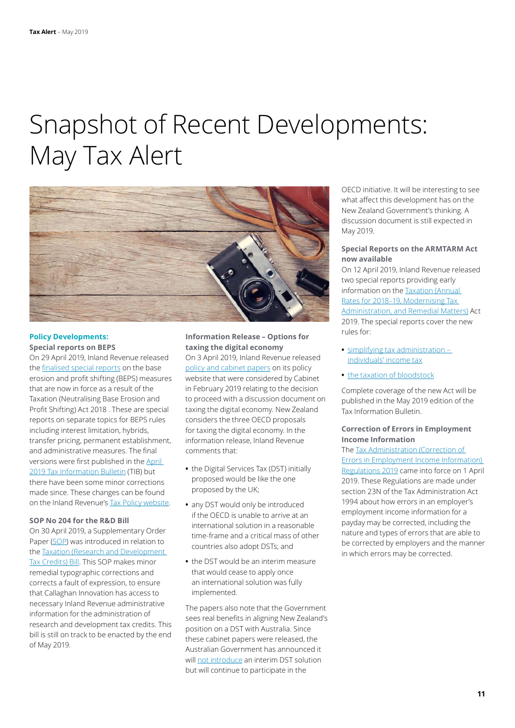# Snapshot of Recent Developments: May Tax Alert

## Policy Developments:

### Special reports on BEPS

On 29 April 2019, Inland Revenue released the finalised special reports on the base erosion and profit shifting (BEPS) measures that are now in force as a result of the Taxation (Neutralising Base Erosion and Profit Shifting) Act 2018 . These are special reports on separate topics for BEPS rules including interest limitation, hybrids, transfer pricing, permanent establishment, and administrative measures. The final versions were first published in the April 2019 Tax Information Bulletin (TIB) but there have been some minor corrections made since. These changes can be found on the Inland Revenue's Tax Policy website.

### SOP No 204 for the R&D Bill

On 30 April 2019, a Supplementary Order Paper (SOP) was introduced in relation to the Taxation (Research and Development Tax Credits) Bill. This SOP makes minor remedial typographic corrections and corrects a fault of expression, to ensure that Callaghan Innovation has access to necessary Inland Revenue administrative information for the administration of research and development tax credits. This bill is still on track to be enacted by the end of May 2019.

### Information Release – Options for taxing the digital economy

On 3 April 2019, Inland Revenue released policy and cabinet papers on its policy website that were considered by Cabinet in February 2019 relating to the decision to proceed with a discussion document on taxing the digital economy. New Zealand considers the three OECD proposals for taxing the digital economy. In the information release, Inland Revenue comments that:

- the Digital Services Tax (DST) initially proposed would be like the one proposed by the UK;
- any DST would only be introduced if the OECD is unable to arrive at an international solution in a reasonable time-frame and a critical mass of other countries also adopt DSTs; and
- the DST would be an interim measure that would cease to apply once an international solution was fully implemented.

The papers also note that the Government sees real benefits in aligning New Zealand's position on a DST with Australia. Since these cabinet papers were released, the Australian Government has announced it will not introduce an interim DST solution but will continue to participate in the OECD initiative. It will be interesting to see what affect this development has on the New Zealand Government's thinking. A discussion document is still expected in May 2019.

### Special Reports on the ARMTARM Act now available

On 12 April 2019, Inland Revenue released two special reports providing early information on the Taxation (Annual Rates for 2018–19, Modernising Tax Administration, and Remedial Matters) Act 2019. The special reports cover the new rules for:

- simplifying tax administration – individuals' income tax
- the taxation of bloodstock

Complete coverage of the new Act will be published in the May 2019 edition of the Tax Information Bulletin.

### Correction of Errors in Employment Income Information

The Tax Administration (Correction of Errors in Employment Income Information) Regulations 2019 came into force on 1 April 2019. These Regulations are made under section 23N of the Tax Administration Act 1994 about how errors in an employer's employment income information for a payday may be corrected, including the nature and types of errors that are able to be corrected by employers and the manner in which errors may be corrected.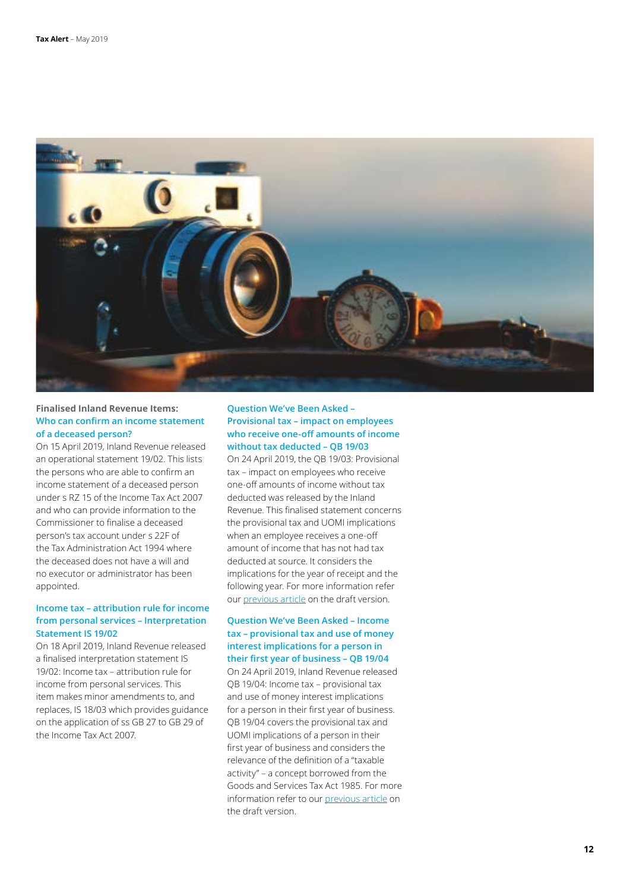**Finalised Inland Revenue Items:**

### Who can confirm an income statement of a deceased person?

On 15 April 2019, Inland Revenue released an operational statement 19/02. This lists the persons who are able to confirm an income statement of a deceased person under s RZ 15 of the Income Tax Act 2007 and who can provide information to the Commissioner to finalise a deceased person's tax account under s 22F of the Tax Administration Act 1994 where the deceased does not have a will and no executor or administrator has been appointed.

### Income tax – attribution rule for income from personal services – Interpretation Statement IS 19/02

On 18 April 2019, Inland Revenue released a finalised interpretation statement IS 19/02: Income tax – attribution rule for income from personal services. This item makes minor amendments to, and replaces, IS 18/03 which provides guidance on the application of ss GB 27 to GB 29 of the Income Tax Act 2007.

### Question We've Been Asked – Provisional tax – impact on employees who receive one-off amounts of income without tax deducted – QB 19/03

On 24 April 2019, the QB 19/03: Provisional tax – impact on employees who receive one-off amounts of income without tax deducted was released by the Inland Revenue. This finalised statement concerns the provisional tax and UOMI implications when an employee receives a one-off amount of income that has not had tax deducted at source. It considers the implications for the year of receipt and the following year. For more information refer our previous article on the draft version.

### Question We've Been Asked – Income tax – provisional tax and use of money interest implications for a person in their first year of business – QB 19/04

On 24 April 2019, Inland Revenue released QB 19/04: Income tax – provisional tax and use of money interest implications for a person in their first year of business. QB 19/04 covers the provisional tax and UOMI implications of a person in their first year of business and considers the relevance of the definition of a "taxable activity" – a concept borrowed from the Goods and Services Tax Act 1985. For more information refer to our previous article on the draft version.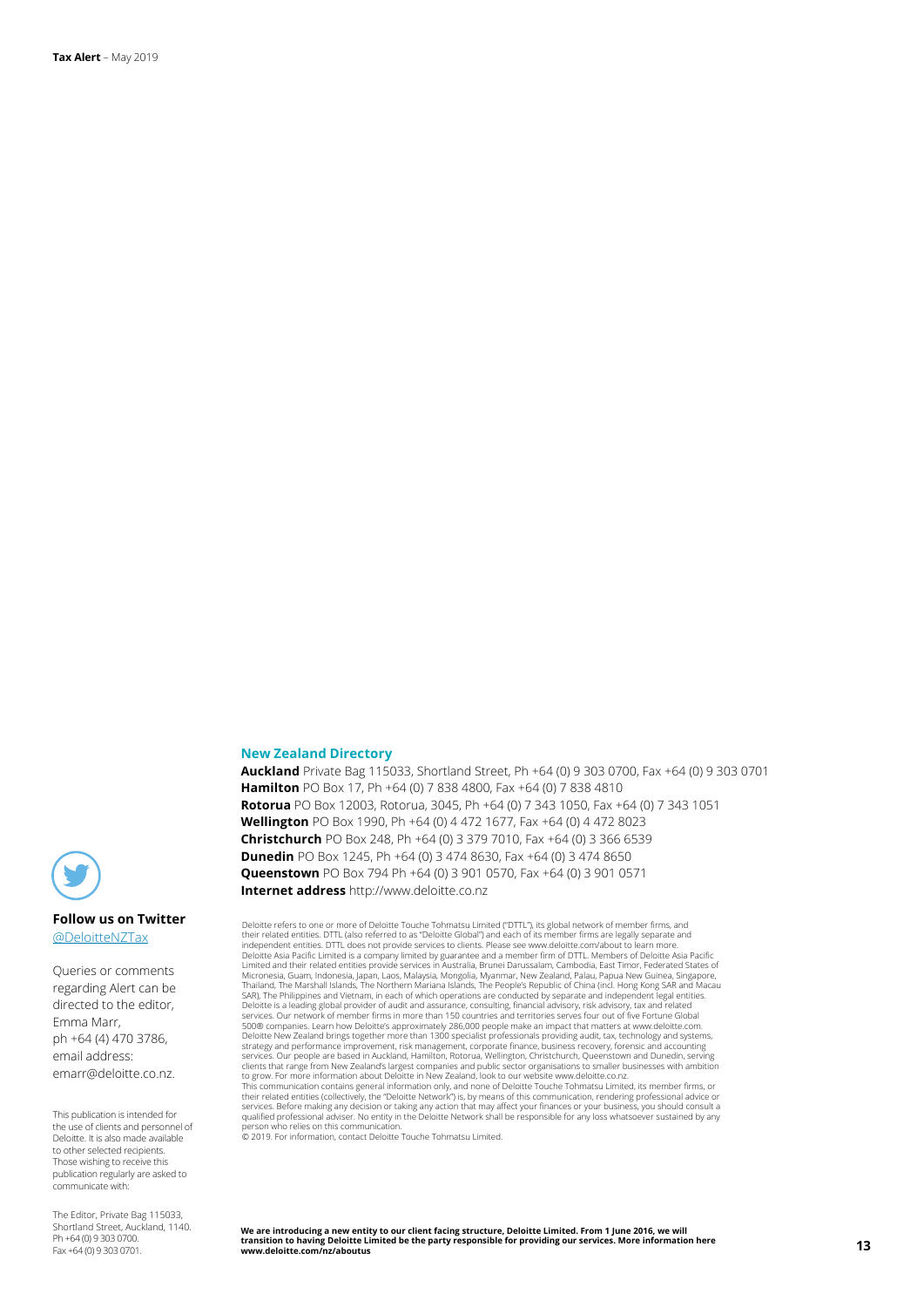## New Zealand Directory

**Auckland** Private Bag 115033, Shortland Street, Ph +64 (0) 9 303 0700, Fax +64 (0) 9 303 0701
**Hamilton** PO Box 17, Ph +64 (0) 7 838 4800, Fax +64 (0) 7 838 4810
**Rotorua** PO Box 12003, Rotorua, 3045, Ph +64 (0) 7 343 1050, Fax +64 (0) 7 343 1051
**Wellington** PO Box 1990, Ph +64 (0) 4 472 1677, Fax +64 (0) 4 472 8023
**Christchurch** PO Box 248, Ph +64 (0) 3 379 7010, Fax +64 (0) 3 366 6539
**Dunedin** PO Box 1245, Ph +64 (0) 3 474 8630, Fax +64 (0) 3 474 8650
**Queenstown** PO Box 794 Ph +64 (0) 3 901 0570, Fax +64 (0) 3 901 0571
**Internet address** http://www.deloitte.co.nz

Deloitte refers to one or more of Deloitte Touche Tohmatsu Limited ("DTTL"), its global network of member firms, and their related entities. DTTL (also referred to as "Deloitte Global") and each of its member firms are legally separate and independent entities. DTTL does not provide services to clients. Please see www.deloitte.com/about to learn more.
Deloitte Asia Pacific Limited is a company limited by guarantee and a member firm of DTTL. Members of Deloitte Asia Pacific Limited and their related entities provide services in Australia, Brunei Darussalam, Cambodia, East Timor, Federated States of Micronesia, Guam, Indonesia, Japan, Laos, Malaysia, Mongolia, Myanmar, New Zealand, Palau, Papua New Guinea, Singapore, Thailand, The Marshall Islands, The Northern Mariana Islands, The People's Republic of China (incl. Hong Kong SAR and Macau SAR), The Philippines and Vietnam, in each of which operations are conducted by separate and independent legal entities.
Deloitte is a leading global provider of audit and assurance, consulting, financial advisory, risk advisory, tax and related services. Our network of member firms in more than 150 countries and territories serves four out of five Fortune Global 500® companies. Learn how Deloitte's approximately 286,000 people make an impact that matters at www.deloitte.com.
Deloitte New Zealand brings together more than 1300 specialist professionals providing audit, tax, technology and systems, strategy and performance improvement, risk management, corporate finance, business recovery, forensic and accounting services. Our people are based in Auckland, Hamilton, Rotorua, Wellington, Christchurch, Queenstown and Dunedin, serving clients that range from New Zealand's largest companies and public sector organisations to smaller businesses with ambition to grow. For more information about Deloitte in New Zealand, look to our website www.deloitte.co.nz.
This communication contains general information only, and none of Deloitte Touche Tohmatsu Limited, its member firms, or their related entities (collectively, the "Deloitte Network") is, by means of this communication, rendering professional advice or services. Before making any decision or taking any action that may affect your finances or your business, you should consult a qualified professional adviser. No entity in the Deloitte Network shall be responsible for any loss whatsoever sustained by any person who relies on this communication.
© 2019. For information, contact Deloitte Touche Tohmatsu Limited.

**Follow us on Twitter**
@DeloitteNZTax

Queries or comments regarding Alert can be directed to the editor, Emma Marr, ph +64 (4) 470 3786, email address: emarr@deloitte.co.nz.

This publication is intended for the use of clients and personnel of Deloitte. It is also made available to other selected recipients. Those wishing to receive this publication regularly are asked to communicate with:

The Editor, Private Bag 115033, Shortland Street, Auckland, 1140. Ph +64 (0) 9 303 0700. Fax +64 (0) 9 303 0701.

**We are introducing a new entity to our client facing structure, Deloitte Limited. From 1 June 2016, we will transition to having Deloitte Limited be the party responsible for providing our services. More information here www.deloitte.com/nz/aboutus**